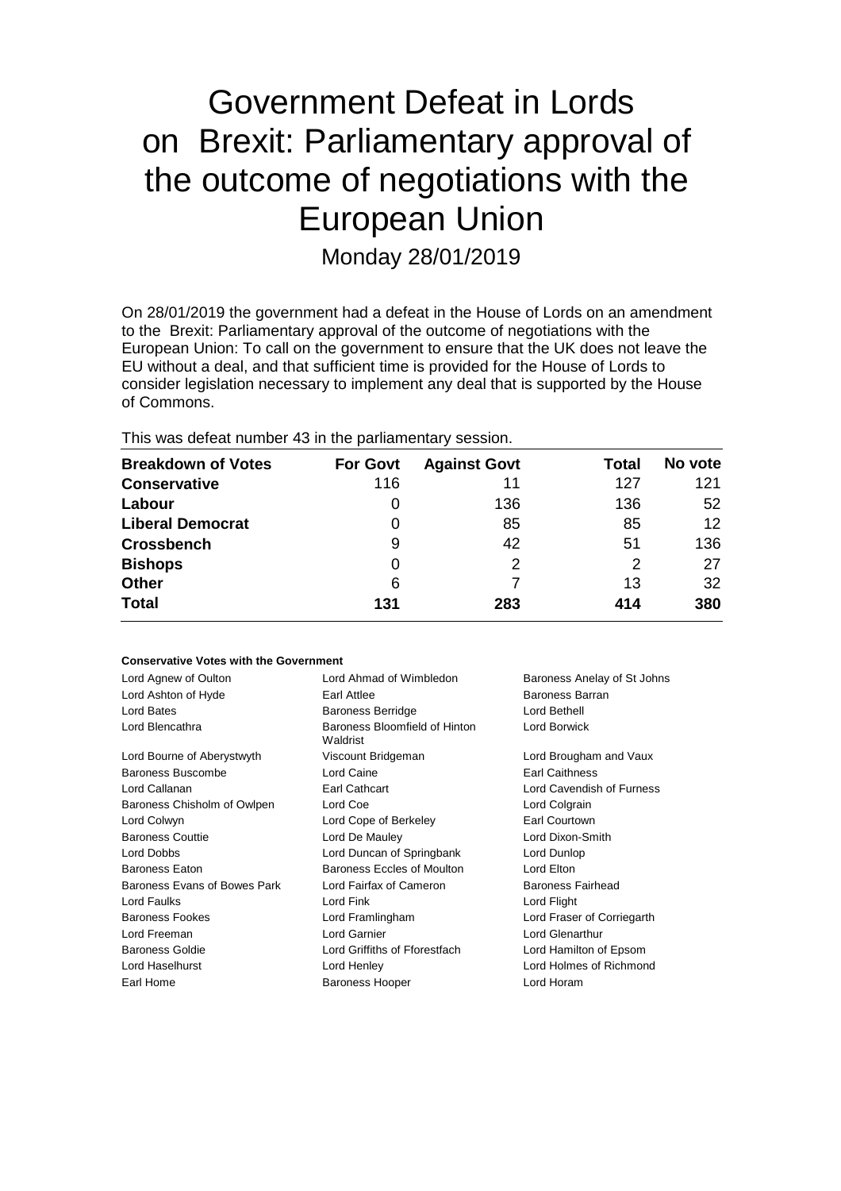# Government Defeat in Lords on Brexit: Parliamentary approval of the outcome of negotiations with the European Union

Monday 28/01/2019

On 28/01/2019 the government had a defeat in the House of Lords on an amendment to the Brexit: Parliamentary approval of the outcome of negotiations with the European Union: To call on the government to ensure that the UK does not leave the EU without a deal, and that sufficient time is provided for the House of Lords to consider legislation necessary to implement any deal that is supported by the House of Commons.

This was defeat number 43 in the parliamentary session.

| Breakdown of Votes | For Govt | Against Govt | Total | No vote |
|---|---|---|---|---|
| **Conservative** | 116 | 11 | 127 | 121 |
| **Labour** | 0 | 136 | 136 | 52 |
| **Liberal Democrat** | 0 | 85 | 85 | 12 |
| **Crossbench** | 9 | 42 | 51 | 136 |
| **Bishops** | 0 | 2 | 2 | 27 |
| **Other** | 6 | 7 | 13 | 32 |
| **Total** | **131** | **283** | **414** | **380** |

**Conservative Votes with the Government**

| | | |
|---|---|---|
| Lord Agnew of Oulton | Lord Ahmad of Wimbledon | Baroness Anelay of St Johns |
| Lord Ashton of Hyde | Earl Attlee | Baroness Barran |
| Lord Bates | Baroness Berridge | Lord Bethell |
| Lord Blencathra | Baroness Bloomfield of Hinton Waldrist | Lord Borwick |
| Lord Bourne of Aberystwyth | Viscount Bridgeman | Lord Brougham and Vaux |
| Baroness Buscombe | Lord Caine | Earl Caithness |
| Lord Callanan | Earl Cathcart | Lord Cavendish of Furness |
| Baroness Chisholm of Owlpen | Lord Coe | Lord Colgrain |
| Lord Colwyn | Lord Cope of Berkeley | Earl Courtown |
| Baroness Couttie | Lord De Mauley | Lord Dixon-Smith |
| Lord Dobbs | Lord Duncan of Springbank | Lord Dunlop |
| Baroness Eaton | Baroness Eccles of Moulton | Lord Elton |
| Baroness Evans of Bowes Park | Lord Fairfax of Cameron | Baroness Fairhead |
| Lord Faulks | Lord Fink | Lord Flight |
| Baroness Fookes | Lord Framlingham | Lord Fraser of Corriegarth |
| Lord Freeman | Lord Garnier | Lord Glenarthur |
| Baroness Goldie | Lord Griffiths of Fforestfach | Lord Hamilton of Epsom |
| Lord Haselhurst | Lord Henley | Lord Holmes of Richmond |
| Earl Home | Baroness Hooper | Lord Horam |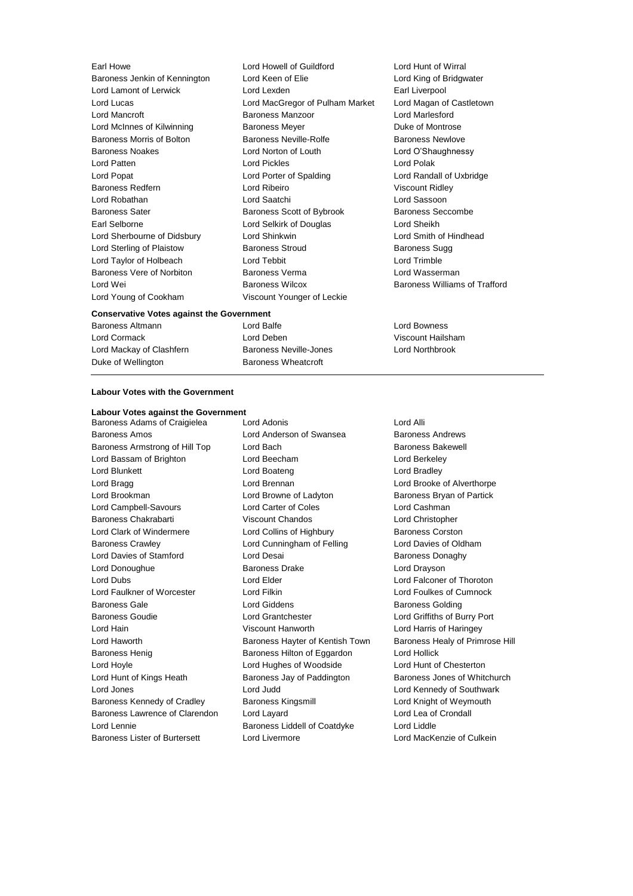Earl Howe
Lord Howell of Guildford
Lord Hunt of Wirral
Baroness Jenkin of Kennington
Lord Keen of Elie
Lord King of Bridgwater
Lord Lamont of Lerwick
Lord Lexden
Earl Liverpool
Lord Lucas
Lord MacGregor of Pulham Market
Lord Magan of Castletown
Lord Mancroft
Baroness Manzoor
Lord Marlesford
Lord McInnes of Kilwinning
Baroness Meyer
Duke of Montrose
Baroness Morris of Bolton
Baroness Neville-Rolfe
Baroness Newlove
Baroness Noakes
Lord Norton of Louth
Lord O'Shaughnessy
Lord Patten
Lord Pickles
Lord Polak
Lord Popat
Lord Porter of Spalding
Lord Randall of Uxbridge
Baroness Redfern
Lord Ribeiro
Viscount Ridley
Lord Robathan
Lord Saatchi
Lord Sassoon
Baroness Sater
Baroness Scott of Bybrook
Baroness Seccombe
Earl Selborne
Lord Selkirk of Douglas
Lord Sheikh
Lord Sherbourne of Didsbury
Lord Shinkwin
Lord Smith of Hindhead
Lord Sterling of Plaistow
Baroness Stroud
Baroness Sugg
Lord Taylor of Holbeach
Lord Tebbit
Lord Trimble
Baroness Vere of Norbiton
Baroness Verma
Lord Wasserman
Lord Wei
Baroness Wilcox
Baroness Williams of Trafford
Lord Young of Cookham
Viscount Younger of Leckie

**Conservative Votes against the Government**

Baroness Altmann
Lord Balfe
Lord Bowness
Lord Cormack
Lord Deben
Viscount Hailsham
Lord Mackay of Clashfern
Baroness Neville-Jones
Lord Northbrook
Duke of Wellington
Baroness Wheatcroft

---

**Labour Votes with the Government**

**Labour Votes against the Government**

Baroness Adams of Craigielea
Lord Adonis
Lord Alli
Baroness Amos
Lord Anderson of Swansea
Baroness Andrews
Baroness Armstrong of Hill Top
Lord Bach
Baroness Bakewell
Lord Bassam of Brighton
Lord Beecham
Lord Berkeley
Lord Blunkett
Lord Boateng
Lord Bradley
Lord Bragg
Lord Brennan
Lord Brooke of Alverthorpe
Lord Brookman
Lord Browne of Ladyton
Baroness Bryan of Partick
Lord Campbell-Savours
Lord Carter of Coles
Lord Cashman
Baroness Chakrabarti
Viscount Chandos
Lord Christopher
Lord Clark of Windermere
Lord Collins of Highbury
Baroness Corston
Baroness Crawley
Lord Cunningham of Felling
Lord Davies of Oldham
Lord Davies of Stamford
Lord Desai
Baroness Donaghy
Lord Donoughue
Baroness Drake
Lord Drayson
Lord Dubs
Lord Elder
Lord Falconer of Thoroton
Lord Faulkner of Worcester
Lord Filkin
Lord Foulkes of Cumnock
Baroness Gale
Lord Giddens
Baroness Golding
Baroness Goudie
Lord Grantchester
Lord Griffiths of Burry Port
Lord Hain
Viscount Hanworth
Lord Harris of Haringey
Lord Haworth
Baroness Hayter of Kentish Town
Baroness Healy of Primrose Hill
Baroness Henig
Baroness Hilton of Eggardon
Lord Hollick
Lord Hoyle
Lord Hughes of Woodside
Lord Hunt of Chesterton
Lord Hunt of Kings Heath
Baroness Jay of Paddington
Baroness Jones of Whitchurch
Lord Jones
Lord Judd
Lord Kennedy of Southwark
Baroness Kennedy of Cradley
Baroness Kingsmill
Lord Knight of Weymouth
Baroness Lawrence of Clarendon
Lord Layard
Lord Lea of Crondall
Lord Lennie
Baroness Liddell of Coatdyke
Lord Liddle
Baroness Lister of Burtersett
Lord Livermore
Lord MacKenzie of Culkein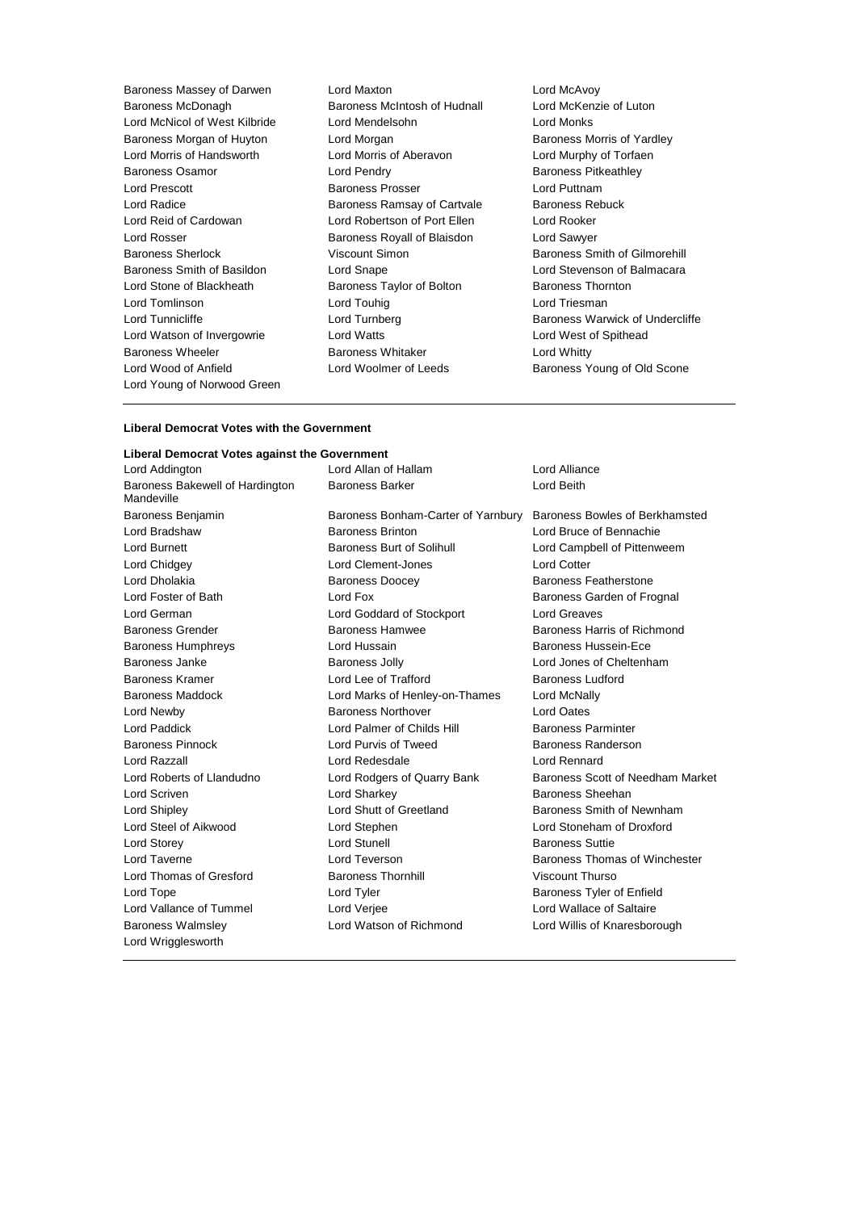Baroness Massey of Darwen | Lord Maxton | Lord McAvoy
Baroness McDonagh | Baroness McIntosh of Hudnall | Lord McKenzie of Luton
Lord McNicol of West Kilbride | Lord Mendelsohn | Lord Monks
Baroness Morgan of Huyton | Lord Morgan | Baroness Morris of Yardley
Lord Morris of Handsworth | Lord Morris of Aberavon | Lord Murphy of Torfaen
Baroness Osamor | Lord Pendry | Baroness Pitkeathley
Lord Prescott | Baroness Prosser | Lord Puttnam
Lord Radice | Baroness Ramsay of Cartvale | Baroness Rebuck
Lord Reid of Cardowan | Lord Robertson of Port Ellen | Lord Rooker
Lord Rosser | Baroness Royall of Blaisdon | Lord Sawyer
Baroness Sherlock | Viscount Simon | Baroness Smith of Gilmorehill
Baroness Smith of Basildon | Lord Snape | Lord Stevenson of Balmacara
Lord Stone of Blackheath | Baroness Taylor of Bolton | Baroness Thornton
Lord Tomlinson | Lord Touhig | Lord Triesman
Lord Tunnicliffe | Lord Turnberg | Baroness Warwick of Undercliffe
Lord Watson of Invergowrie | Lord Watts | Lord West of Spithead
Baroness Wheeler | Baroness Whitaker | Lord Whitty
Lord Wood of Anfield | Lord Woolmer of Leeds | Baroness Young of Old Scone
Lord Young of Norwood Green

**Liberal Democrat Votes with the Government**

**Liberal Democrat Votes against the Government**

Lord Addington | Lord Allan of Hallam | Lord Alliance
Baroness Bakewell of Hardington Mandeville | Baroness Barker | Lord Beith
Baroness Benjamin | Baroness Bonham-Carter of Yarnbury | Baroness Bowles of Berkhamsted
Lord Bradshaw | Baroness Brinton | Lord Bruce of Bennachie
Lord Burnett | Baroness Burt of Solihull | Lord Campbell of Pittenweem
Lord Chidgey | Lord Clement-Jones | Lord Cotter
Lord Dholakia | Baroness Doocey | Baroness Featherstone
Lord Foster of Bath | Lord Fox | Baroness Garden of Frognal
Lord German | Lord Goddard of Stockport | Lord Greaves
Baroness Grender | Baroness Hamwee | Baroness Harris of Richmond
Baroness Humphreys | Lord Hussain | Baroness Hussein-Ece
Baroness Janke | Baroness Jolly | Lord Jones of Cheltenham
Baroness Kramer | Lord Lee of Trafford | Baroness Ludford
Baroness Maddock | Lord Marks of Henley-on-Thames | Lord McNally
Lord Newby | Baroness Northover | Lord Oates
Lord Paddick | Lord Palmer of Childs Hill | Baroness Parminter
Baroness Pinnock | Lord Purvis of Tweed | Baroness Randerson
Lord Razzall | Lord Redesdale | Lord Rennard
Lord Roberts of Llandudno | Lord Rodgers of Quarry Bank | Baroness Scott of Needham Market
Lord Scriven | Lord Sharkey | Baroness Sheehan
Lord Shipley | Lord Shutt of Greetland | Baroness Smith of Newnham
Lord Steel of Aikwood | Lord Stephen | Lord Stoneham of Droxford
Lord Storey | Lord Stunell | Baroness Suttie
Lord Taverne | Lord Teverson | Baroness Thomas of Winchester
Lord Thomas of Gresford | Baroness Thornhill | Viscount Thurso
Lord Tope | Lord Tyler | Baroness Tyler of Enfield
Lord Vallance of Tummel | Lord Verjee | Lord Wallace of Saltaire
Baroness Walmsley | Lord Watson of Richmond | Lord Willis of Knaresborough
Lord Wrigglesworth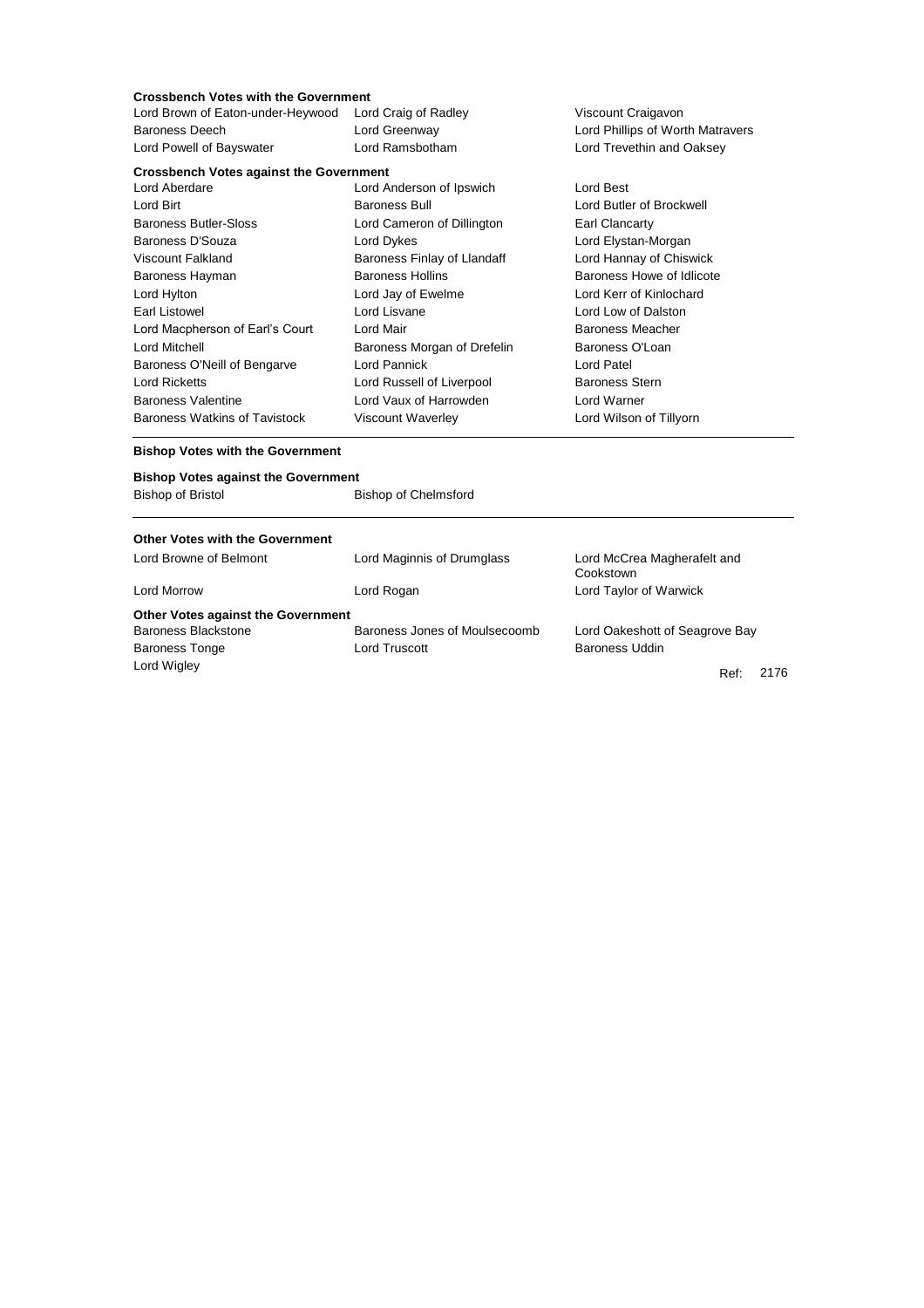**Crossbench Votes with the Government**

Lord Brown of Eaton-under-Heywood
Lord Craig of Radley
Viscount Craigavon
Baroness Deech
Lord Greenway
Lord Phillips of Worth Matravers
Lord Powell of Bayswater
Lord Ramsbotham
Lord Trevethin and Oaksey

**Crossbench Votes against the Government**

Lord Aberdare
Lord Anderson of Ipswich
Lord Best
Lord Birt
Baroness Bull
Lord Butler of Brockwell
Baroness Butler-Sloss
Lord Cameron of Dillington
Earl Clancarty
Baroness D'Souza
Lord Dykes
Lord Elystan-Morgan
Viscount Falkland
Baroness Finlay of Llandaff
Lord Hannay of Chiswick
Baroness Hayman
Baroness Hollins
Baroness Howe of Idlicote
Lord Hylton
Lord Jay of Ewelme
Lord Kerr of Kinlochard
Earl Listowel
Lord Lisvane
Lord Low of Dalston
Lord Macpherson of Earl's Court
Lord Mair
Baroness Meacher
Lord Mitchell
Baroness Morgan of Drefelin
Baroness O'Loan
Baroness O'Neill of Bengarve
Lord Pannick
Lord Patel
Lord Ricketts
Lord Russell of Liverpool
Baroness Stern
Baroness Valentine
Lord Vaux of Harrowden
Lord Warner
Baroness Watkins of Tavistock
Viscount Waverley
Lord Wilson of Tillyorn

**Bishop Votes with the Government**

**Bishop Votes against the Government**

Bishop of Bristol
Bishop of Chelmsford

**Other Votes with the Government**

Lord Browne of Belmont
Lord Maginnis of Drumglass
Lord McCrea Magherafelt and Cookstown
Lord Morrow
Lord Rogan
Lord Taylor of Warwick

**Other Votes against the Government**

Baroness Blackstone
Baroness Jones of Moulsecoomb
Lord Oakeshott of Seagrove Bay
Baroness Tonge
Lord Truscott
Baroness Uddin
Lord Wigley

Ref: 2176